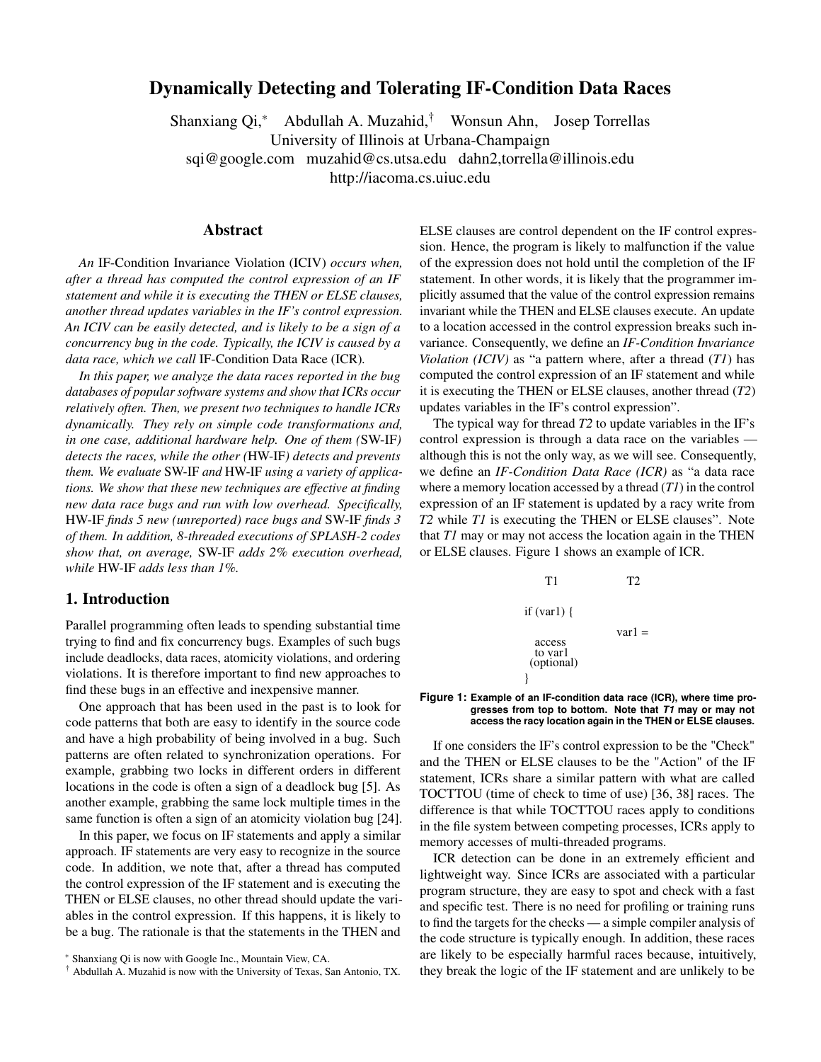# Dynamically Detecting and Tolerating IF-Condition Data Races

Shanxiang Qi,[*] Abdullah A. Muzahid,[†] Wonsun Ahn, Josep Torrellas
University of Illinois at Urbana-Champaign
sqi@google.com muzahid@cs.utsa.edu dahn2,torrella@illinois.edu
http://iacoma.cs.uiuc.edu

## Abstract

*An* IF-Condition Invariance Violation (ICIV) *occurs when, after a thread has computed the control expression of an IF statement and while it is executing the THEN or ELSE clauses, another thread updates variables in the IF's control expression. An ICIV can be easily detected, and is likely to be a sign of a concurrency bug in the code. Typically, the ICIV is caused by a data race, which we call* IF-Condition Data Race (ICR).

*In this paper, we analyze the data races reported in the bug databases of popular software systems and show that ICRs occur relatively often. Then, we present two techniques to handle ICRs dynamically. They rely on simple code transformations and, in one case, additional hardware help. One of them (*SW-IF*) detects the races, while the other (*HW-IF*) detects and prevents them. We evaluate* SW-IF *and* HW-IF *using a variety of applications. We show that these new techniques are effective at finding new data race bugs and run with low overhead. Specifically,* HW-IF *finds 5 new (unreported) race bugs and* SW-IF *finds 3 of them. In addition, 8-threaded executions of SPLASH-2 codes show that, on average,* SW-IF *adds 2% execution overhead, while* HW-IF *adds less than 1%.*

## 1. Introduction

Parallel programming often leads to spending substantial time trying to find and fix concurrency bugs. Examples of such bugs include deadlocks, data races, atomicity violations, and ordering violations. It is therefore important to find new approaches to find these bugs in an effective and inexpensive manner.

One approach that has been used in the past is to look for code patterns that both are easy to identify in the source code and have a high probability of being involved in a bug. Such patterns are often related to synchronization operations. For example, grabbing two locks in different orders in different locations in the code is often a sign of a deadlock bug [5]. As another example, grabbing the same lock multiple times in the same function is often a sign of an atomicity violation bug [24].

In this paper, we focus on IF statements and apply a similar approach. IF statements are very easy to recognize in the source code. In addition, we note that, after a thread has computed the control expression of the IF statement and is executing the THEN or ELSE clauses, no other thread should update the variables in the control expression. If this happens, it is likely to be a bug. The rationale is that the statements in the THEN and ELSE clauses are control dependent on the IF control expression. Hence, the program is likely to malfunction if the value of the expression does not hold until the completion of the IF statement. In other words, it is likely that the programmer implicitly assumed that the value of the control expression remains invariant while the THEN and ELSE clauses execute. An update to a location accessed in the control expression breaks such invariance. Consequently, we define an *IF-Condition Invariance Violation (ICIV)* as "a pattern where, after a thread (*T1*) has computed the control expression of an IF statement and while it is executing the THEN or ELSE clauses, another thread (*T2*) updates variables in the IF's control expression".

The typical way for thread *T2* to update variables in the IF's control expression is through a data race on the variables — although this is not the only way, as we will see. Consequently, we define an *IF-Condition Data Race (ICR)* as "a data race where a memory location accessed by a thread (*T1*) in the control expression of an IF statement is updated by a racy write from *T2* while *T1* is executing the THEN or ELSE clauses". Note that *T1* may or may not access the location again in the THEN or ELSE clauses. Figure 1 shows an example of ICR.

```
T1                  T2

if (var1) {
                    var1 =
  access
  to var1
 (optional)
}
```

**Figure 1: Example of an IF-condition data race (ICR), where time progresses from top to bottom. Note that *T1* may or may not access the racy location again in the THEN or ELSE clauses.**

If one considers the IF's control expression to be the "Check" and the THEN or ELSE clauses to be the "Action" of the IF statement, ICRs share a similar pattern with what are called TOCTTOU (time of check to time of use) [36, 38] races. The difference is that while TOCTTOU races apply to conditions in the file system between competing processes, ICRs apply to memory accesses of multi-threaded programs.

ICR detection can be done in an extremely efficient and lightweight way. Since ICRs are associated with a particular program structure, they are easy to spot and check with a fast and specific test. There is no need for profiling or training runs to find the targets for the checks — a simple compiler analysis of the code structure is typically enough. In addition, these races are likely to be especially harmful races because, intuitively, they break the logic of the IF statement and are unlikely to be

[*] Shanxiang Qi is now with Google Inc., Mountain View, CA.
[†] Abdullah A. Muzahid is now with the University of Texas, San Antonio, TX.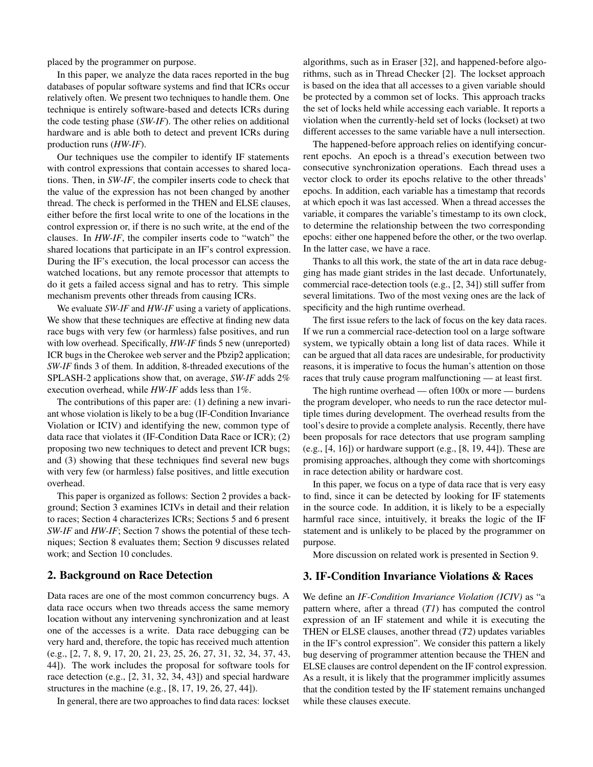placed by the programmer on purpose.

In this paper, we analyze the data races reported in the bug databases of popular software systems and find that ICRs occur relatively often. We present two techniques to handle them. One technique is entirely software-based and detects ICRs during the code testing phase (*SW-IF*). The other relies on additional hardware and is able both to detect and prevent ICRs during production runs (*HW-IF*).

Our techniques use the compiler to identify IF statements with control expressions that contain accesses to shared locations. Then, in *SW-IF*, the compiler inserts code to check that the value of the expression has not been changed by another thread. The check is performed in the THEN and ELSE clauses, either before the first local write to one of the locations in the control expression or, if there is no such write, at the end of the clauses. In *HW-IF*, the compiler inserts code to "watch" the shared locations that participate in an IF's control expression. During the IF's execution, the local processor can access the watched locations, but any remote processor that attempts to do it gets a failed access signal and has to retry. This simple mechanism prevents other threads from causing ICRs.

We evaluate *SW-IF* and *HW-IF* using a variety of applications. We show that these techniques are effective at finding new data race bugs with very few (or harmless) false positives, and run with low overhead. Specifically, *HW-IF* finds 5 new (unreported) ICR bugs in the Cherokee web server and the Pbzip2 application; *SW-IF* finds 3 of them. In addition, 8-threaded executions of the SPLASH-2 applications show that, on average, *SW-IF* adds 2% execution overhead, while *HW-IF* adds less than 1%.

The contributions of this paper are: (1) defining a new invariant whose violation is likely to be a bug (IF-Condition Invariance Violation or ICIV) and identifying the new, common type of data race that violates it (IF-Condition Data Race or ICR); (2) proposing two new techniques to detect and prevent ICR bugs; and (3) showing that these techniques find several new bugs with very few (or harmless) false positives, and little execution overhead.

This paper is organized as follows: Section 2 provides a background; Section 3 examines ICIVs in detail and their relation to races; Section 4 characterizes ICRs; Sections 5 and 6 present *SW-IF* and *HW-IF*; Section 7 shows the potential of these techniques; Section 8 evaluates them; Section 9 discusses related work; and Section 10 concludes.

## 2. Background on Race Detection

Data races are one of the most common concurrency bugs. A data race occurs when two threads access the same memory location without any intervening synchronization and at least one of the accesses is a write. Data race debugging can be very hard and, therefore, the topic has received much attention (e.g., [2, 7, 8, 9, 17, 20, 21, 23, 25, 26, 27, 31, 32, 34, 37, 43, 44]). The work includes the proposal for software tools for race detection (e.g., [2, 31, 32, 34, 43]) and special hardware structures in the machine (e.g., [8, 17, 19, 26, 27, 44]).

In general, there are two approaches to find data races: lockset algorithms, such as in Eraser [32], and happened-before algorithms, such as in Thread Checker [2]. The lockset approach is based on the idea that all accesses to a given variable should be protected by a common set of locks. This approach tracks the set of locks held while accessing each variable. It reports a violation when the currently-held set of locks (lockset) at two different accesses to the same variable have a null intersection.

The happened-before approach relies on identifying concurrent epochs. An epoch is a thread's execution between two consecutive synchronization operations. Each thread uses a vector clock to order its epochs relative to the other threads' epochs. In addition, each variable has a timestamp that records at which epoch it was last accessed. When a thread accesses the variable, it compares the variable's timestamp to its own clock, to determine the relationship between the two corresponding epochs: either one happened before the other, or the two overlap. In the latter case, we have a race.

Thanks to all this work, the state of the art in data race debugging has made giant strides in the last decade. Unfortunately, commercial race-detection tools (e.g., [2, 34]) still suffer from several limitations. Two of the most vexing ones are the lack of specificity and the high runtime overhead.

The first issue refers to the lack of focus on the key data races. If we run a commercial race-detection tool on a large software system, we typically obtain a long list of data races. While it can be argued that all data races are undesirable, for productivity reasons, it is imperative to focus the human's attention on those races that truly cause program malfunctioning — at least first.

The high runtime overhead — often 100x or more — burdens the program developer, who needs to run the race detector multiple times during development. The overhead results from the tool's desire to provide a complete analysis. Recently, there have been proposals for race detectors that use program sampling (e.g., [4, 16]) or hardware support (e.g., [8, 19, 44]). These are promising approaches, although they come with shortcomings in race detection ability or hardware cost.

In this paper, we focus on a type of data race that is very easy to find, since it can be detected by looking for IF statements in the source code. In addition, it is likely to be a especially harmful race since, intuitively, it breaks the logic of the IF statement and is unlikely to be placed by the programmer on purpose.

More discussion on related work is presented in Section 9.

## 3. IF-Condition Invariance Violations & Races

We define an *IF-Condition Invariance Violation (ICIV)* as "a pattern where, after a thread (*T1*) has computed the control expression of an IF statement and while it is executing the THEN or ELSE clauses, another thread (*T2*) updates variables in the IF's control expression". We consider this pattern a likely bug deserving of programmer attention because the THEN and ELSE clauses are control dependent on the IF control expression. As a result, it is likely that the programmer implicitly assumes that the condition tested by the IF statement remains unchanged while these clauses execute.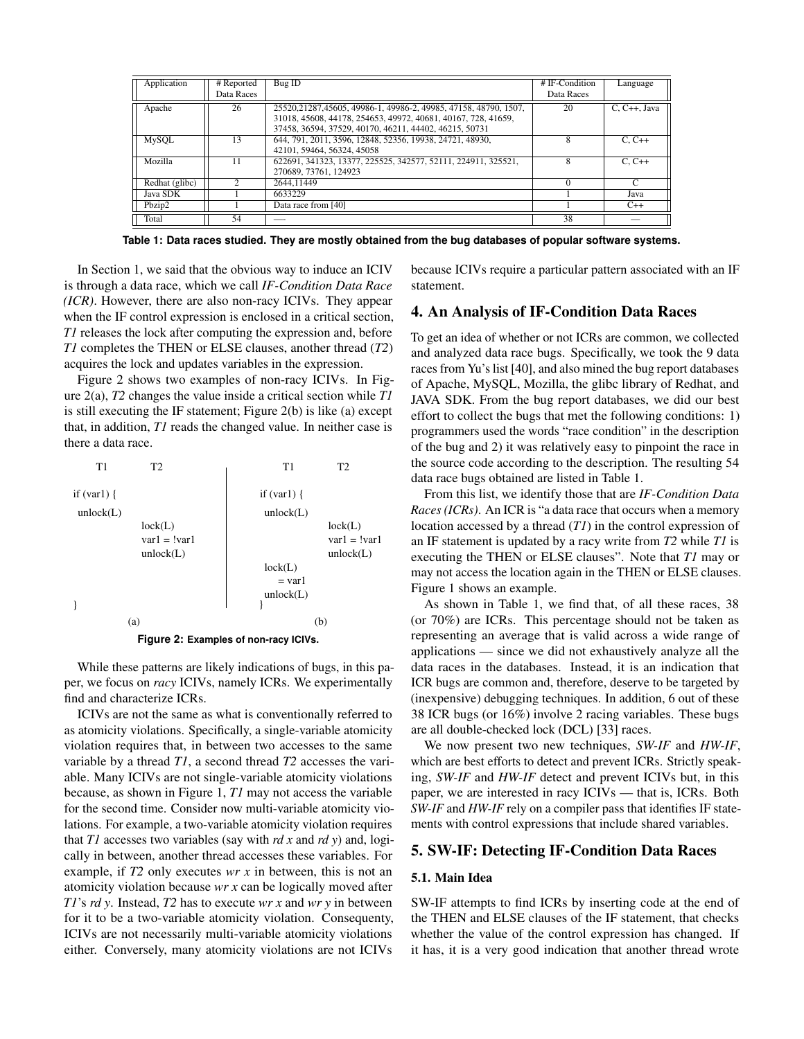| Application | # Reported Data Races | Bug ID | # IF-Condition Data Races | Language |
|---|---|---|---|---|
| Apache | 26 | 25520,21287,45605, 49986-1, 49986-2, 49985, 47158, 48790, 1507, 31018, 45608, 44178, 254653, 49972, 40681, 40167, 728, 41659, 37458, 36594, 37529, 40170, 46211, 44402, 46215, 50731 | 20 | C, C++, Java |
| MySQL | 13 | 644, 791, 2011, 3596, 12848, 52356, 19938, 24721, 48930, 42101, 59464, 56324, 45058 | 8 | C, C++ |
| Mozilla | 11 | 622691, 341323, 13377, 225525, 342577, 52111, 224911, 325521, 270689, 73761, 124923 | 8 | C, C++ |
| Redhat (glibc) | 2 | 2644,11449 | 0 | C |
| Java SDK | 1 | 6633229 | 1 | Java |
| Pbzip2 | 1 | Data race from [40] | 1 | C++ |
| Total | 54 | — | 38 | — |

**Table 1: Data races studied. They are mostly obtained from the bug databases of popular software systems.**

In Section 1, we said that the obvious way to induce an ICIV is through a data race, which we call *IF-Condition Data Race (ICR)*. However, there are also non-racy ICIVs. They appear when the IF control expression is enclosed in a critical section, *T1* releases the lock after computing the expression and, before *T1* completes the THEN or ELSE clauses, another thread (*T2*) acquires the lock and updates variables in the expression.

Figure 2 shows two examples of non-racy ICIVs. In Figure 2(a), *T2* changes the value inside a critical section while *T1* is still executing the IF statement; Figure 2(b) is like (a) except that, in addition, *T1* reads the changed value. In neither case is there a data race.

```
(a)
T1                T2

if (var1) {
 unlock(L)
                  lock(L)
                  var1 = !var1
                  unlock(L)

}

(b)
T1                T2

if (var1) {
 unlock(L)
                  lock(L)
                  var1 = !var1
                  unlock(L)
 lock(L)
    = var1
 unlock(L)
}
```

**Figure 2: Examples of non-racy ICIVs.**

While these patterns are likely indications of bugs, in this paper, we focus on *racy* ICIVs, namely ICRs. We experimentally find and characterize ICRs.

ICIVs are not the same as what is conventionally referred to as atomicity violations. Specifically, a single-variable atomicity violation requires that, in between two accesses to the same variable by a thread *T1*, a second thread *T2* accesses the variable. Many ICIVs are not single-variable atomicity violations because, as shown in Figure 1, *T1* may not access the variable for the second time. Consider now multi-variable atomicity violations. For example, a two-variable atomicity violation requires that *T1* accesses two variables (say with *rd x* and *rd y*) and, logically in between, another thread accesses these variables. For example, if *T2* only executes *wr x* in between, this is not an atomicity violation because *wr x* can be logically moved after *T1*'s *rd y*. Instead, *T2* has to execute *wr x* and *wr y* in between for it to be a two-variable atomicity violation. Consequenty, ICIVs are not necessarily multi-variable atomicity violations either. Conversely, many atomicity violations are not ICIVs because ICIVs require a particular pattern associated with an IF statement.

## 4. An Analysis of IF-Condition Data Races

To get an idea of whether or not ICRs are common, we collected and analyzed data race bugs. Specifically, we took the 9 data races from Yu's list [40], and also mined the bug report databases of Apache, MySQL, Mozilla, the glibc library of Redhat, and JAVA SDK. From the bug report databases, we did our best effort to collect the bugs that met the following conditions: 1) programmers used the words "race condition" in the description of the bug and 2) it was relatively easy to pinpoint the race in the source code according to the description. The resulting 54 data race bugs obtained are listed in Table 1.

From this list, we identify those that are *IF-Condition Data Races (ICRs)*. An ICR is "a data race that occurs when a memory location accessed by a thread (*T1*) in the control expression of an IF statement is updated by a racy write from *T2* while *T1* is executing the THEN or ELSE clauses". Note that *T1* may or may not access the location again in the THEN or ELSE clauses. Figure 1 shows an example.

As shown in Table 1, we find that, of all these races, 38 (or 70%) are ICRs. This percentage should not be taken as representing an average that is valid across a wide range of applications — since we did not exhaustively analyze all the data races in the databases. Instead, it is an indication that ICR bugs are common and, therefore, deserve to be targeted by (inexpensive) debugging techniques. In addition, 6 out of these 38 ICR bugs (or 16%) involve 2 racing variables. These bugs are all double-checked lock (DCL) [33] races.

We now present two new techniques, *SW-IF* and *HW-IF*, which are best efforts to detect and prevent ICRs. Strictly speaking, *SW-IF* and *HW-IF* detect and prevent ICIVs but, in this paper, we are interested in racy ICIVs — that is, ICRs. Both *SW-IF* and *HW-IF* rely on a compiler pass that identifies IF statements with control expressions that include shared variables.

## 5. SW-IF: Detecting IF-Condition Data Races

### 5.1. Main Idea

SW-IF attempts to find ICRs by inserting code at the end of the THEN and ELSE clauses of the IF statement, that checks whether the value of the control expression has changed. If it has, it is a very good indication that another thread wrote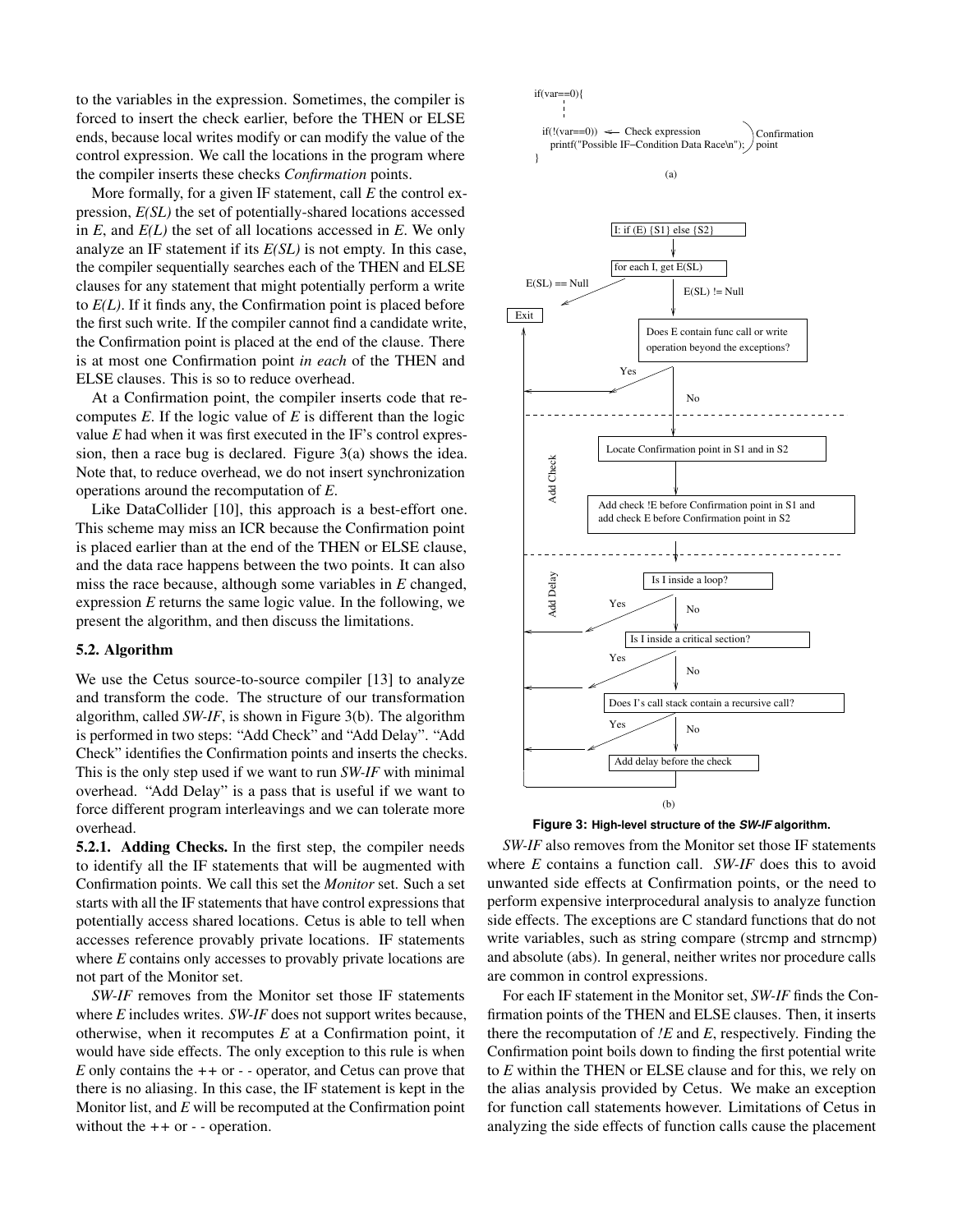to the variables in the expression. Sometimes, the compiler is forced to insert the check earlier, before the THEN or ELSE ends, because local writes modify or can modify the value of the control expression. We call the locations in the program where the compiler inserts these checks *Confirmation* points.

More formally, for a given IF statement, call *E* the control expression, *E(SL)* the set of potentially-shared locations accessed in *E*, and *E(L)* the set of all locations accessed in *E*. We only analyze an IF statement if its *E(SL)* is not empty. In this case, the compiler sequentially searches each of the THEN and ELSE clauses for any statement that might potentially perform a write to *E(L)*. If it finds any, the Confirmation point is placed before the first such write. If the compiler cannot find a candidate write, the Confirmation point is placed at the end of the clause. There is at most one Confirmation point *in each* of the THEN and ELSE clauses. This is so to reduce overhead.

At a Confirmation point, the compiler inserts code that recomputes *E*. If the logic value of *E* is different than the logic value *E* had when it was first executed in the IF's control expression, then a race bug is declared. Figure 3(a) shows the idea. Note that, to reduce overhead, we do not insert synchronization operations around the recomputation of *E*.

Like DataCollider [10], this approach is a best-effort one. This scheme may miss an ICR because the Confirmation point is placed earlier than at the end of the THEN or ELSE clause, and the data race happens between the two points. It can also miss the race because, although some variables in *E* changed, expression *E* returns the same logic value. In the following, we present the algorithm, and then discuss the limitations.

### 5.2. Algorithm

We use the Cetus source-to-source compiler [13] to analyze and transform the code. The structure of our transformation algorithm, called *SW-IF*, is shown in Figure 3(b). The algorithm is performed in two steps: "Add Check" and "Add Delay". "Add Check" identifies the Confirmation points and inserts the checks. This is the only step used if we want to run *SW-IF* with minimal overhead. "Add Delay" is a pass that is useful if we want to force different program interleavings and we can tolerate more overhead.

**5.2.1. Adding Checks.** In the first step, the compiler needs to identify all the IF statements that will be augmented with Confirmation points. We call this set the *Monitor* set. Such a set starts with all the IF statements that have control expressions that potentially access shared locations. Cetus is able to tell when accesses reference provably private locations. IF statements where *E* contains only accesses to provably private locations are not part of the Monitor set.

*SW-IF* removes from the Monitor set those IF statements where *E* includes writes. *SW-IF* does not support writes because, otherwise, when it recomputes *E* at a Confirmation point, it would have side effects. The only exception to this rule is when *E* only contains the ++ or - - operator, and Cetus can prove that there is no aliasing. In this case, the IF statement is kept in the Monitor list, and *E* will be recomputed at the Confirmation point without the ++ or - - operation.

```
if(var==0){
    |
    |
  if(!(var==0))  <-- Check expression          Confirmation
    printf("Possible IF-Condition Data Race\n");  point
}
```

(a)

I: if (E) {S1} else {S2}

for each I, get E(SL)

E(SL) == Null

E(SL) != Null

Exit

Does E contain func call or write operation beyond the exceptions?

Yes

No

Add Check

Locate Confirmation point in S1 and in S2

Add check !E before Confirmation point in S1 and add check E before Confirmation point in S2

Add Delay

Is I inside a loop?

Yes

No

Is I inside a critical section?

Yes

No

Does I's call stack contain a recursive call?

Yes

No

Add delay before the check

(b)

**Figure 3: High-level structure of the *SW-IF* algorithm.**

*SW-IF* also removes from the Monitor set those IF statements where *E* contains a function call. *SW-IF* does this to avoid unwanted side effects at Confirmation points, or the need to perform expensive interprocedural analysis to analyze function side effects. The exceptions are C standard functions that do not write variables, such as string compare (strcmp and strncmp) and absolute (abs). In general, neither writes nor procedure calls are common in control expressions.

For each IF statement in the Monitor set, *SW-IF* finds the Confirmation points of the THEN and ELSE clauses. Then, it inserts there the recomputation of *!E* and *E*, respectively. Finding the Confirmation point boils down to finding the first potential write to *E* within the THEN or ELSE clause and for this, we rely on the alias analysis provided by Cetus. We make an exception for function call statements however. Limitations of Cetus in analyzing the side effects of function calls cause the placement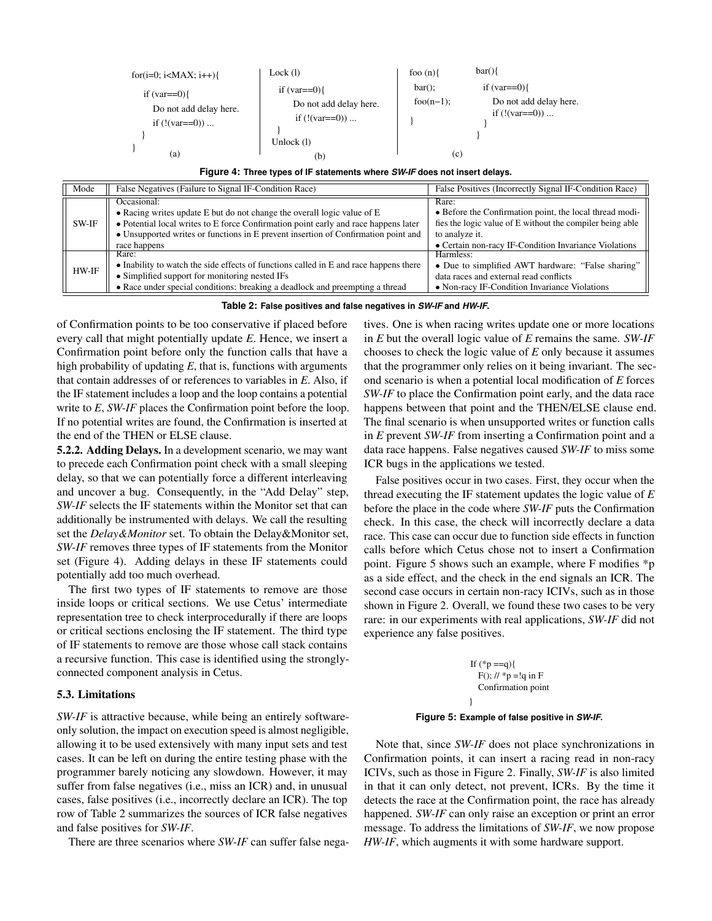```
for(i=0; i<MAX; i++){
    if (var==0){
        Do not add delay here.
        if (!(var==0)) ...
    }
}
        (a)
```

```
Lock (l)
    if (var==0){
        Do not add delay here.
        if (!(var==0)) ...
    }
Unlock (l)
        (b)
```

```
foo (n){          bar(){
  bar();            if (var==0){
  foo(n−1);           Do not add delay here.
}                     if (!(var==0)) ...
                    }
                  }
        (c)
```

**Figure 4: Three types of IF statements where *SW-IF* does not insert delays.**

| Mode | False Negatives (Failure to Signal IF-Condition Race) | False Positives (Incorrectly Signal IF-Condition Race) |
|---|---|---|
| SW-IF | Occasional:<br>• Racing writes update E but do not change the overall logic value of E<br>• Potential local writes to E force Confirmation point early and race happens later<br>• Unsupported writes or functions in E prevent insertion of Confirmation point and race happens | Rare:<br>• Before the Confirmation point, the local thread modifies the logic value of E without the compiler being able to analyze it.<br>• Certain non-racy IF-Condition Invariance Violations |
| HW-IF | Rare:<br>• Inability to watch the side effects of functions called in E and race happens there<br>• Simplified support for monitoring nested IFs<br>• Race under special conditions: breaking a deadlock and preempting a thread | Harmless:<br>• Due to simplified AWT hardware: "False sharing" data races and external read conflicts<br>• Non-racy IF-Condition Invariance Violations |

**Table 2: False positives and false negatives in *SW-IF* and *HW-IF*.**

of Confirmation points to be too conservative if placed before every call that might potentially update *E*. Hence, we insert a Confirmation point before only the function calls that have a high probability of updating *E*, that is, functions with arguments that contain addresses of or references to variables in *E*. Also, if the IF statement includes a loop and the loop contains a potential write to *E*, *SW-IF* places the Confirmation point before the loop. If no potential writes are found, the Confirmation is inserted at the end of the THEN or ELSE clause.

**5.2.2. Adding Delays.** In a development scenario, we may want to precede each Confirmation point check with a small sleeping delay, so that we can potentially force a different interleaving and uncover a bug. Consequently, in the "Add Delay" step, *SW-IF* selects the IF statements within the Monitor set that can additionally be instrumented with delays. We call the resulting set the *Delay&Monitor* set. To obtain the Delay&Monitor set, *SW-IF* removes three types of IF statements from the Monitor set (Figure 4). Adding delays in these IF statements could potentially add too much overhead.

The first two types of IF statements to remove are those inside loops or critical sections. We use Cetus' intermediate representation tree to check interprocedurally if there are loops or critical sections enclosing the IF statement. The third type of IF statements to remove are those whose call stack contains a recursive function. This case is identified using the strongly-connected component analysis in Cetus.

### 5.3. Limitations

*SW-IF* is attractive because, while being an entirely software-only solution, the impact on execution speed is almost negligible, allowing it to be used extensively with many input sets and test cases. It can be left on during the entire testing phase with the programmer barely noticing any slowdown. However, it may suffer from false negatives (i.e., miss an ICR) and, in unusual cases, false positives (i.e., incorrectly declare an ICR). The top row of Table 2 summarizes the sources of ICR false negatives and false positives for *SW-IF*.

There are three scenarios where *SW-IF* can suffer false negatives. One is when racing writes update one or more locations in *E* but the overall logic value of *E* remains the same. *SW-IF* chooses to check the logic value of *E* only because it assumes that the programmer only relies on it being invariant. The second scenario is when a potential local modification of *E* forces *SW-IF* to place the Confirmation point early, and the data race happens between that point and the THEN/ELSE clause end. The final scenario is when unsupported writes or function calls in *E* prevent *SW-IF* from inserting a Confirmation point and a data race happens. False negatives caused *SW-IF* to miss some ICR bugs in the applications we tested.

False positives occur in two cases. First, they occur when the thread executing the IF statement updates the logic value of *E* before the place in the code where *SW-IF* puts the Confirmation check. In this case, the check will incorrectly declare a data race. This case can occur due to function side effects in function calls before which Cetus chose not to insert a Confirmation point. Figure 5 shows such an example, where F modifies *p as a side effect, and the check in the end signals an ICR. The second case occurs in certain non-racy ICIVs, such as in those shown in Figure 2. Overall, we found these two cases to be very rare: in our experiments with real applications, *SW-IF* did not experience any false positives.

```
If (*p ==q){
   F(); // *p =!q in F
   Confirmation point
}
```

**Figure 5: Example of false positive in *SW-IF*.**

Note that, since *SW-IF* does not place synchronizations in Confirmation points, it can insert a racing read in non-racy ICIVs, such as those in Figure 2. Finally, *SW-IF* is also limited in that it can only detect, not prevent, ICRs. By the time it detects the race at the Confirmation point, the race has already happened. *SW-IF* can only raise an exception or print an error message. To address the limitations of *SW-IF*, we now propose *HW-IF*, which augments it with some hardware support.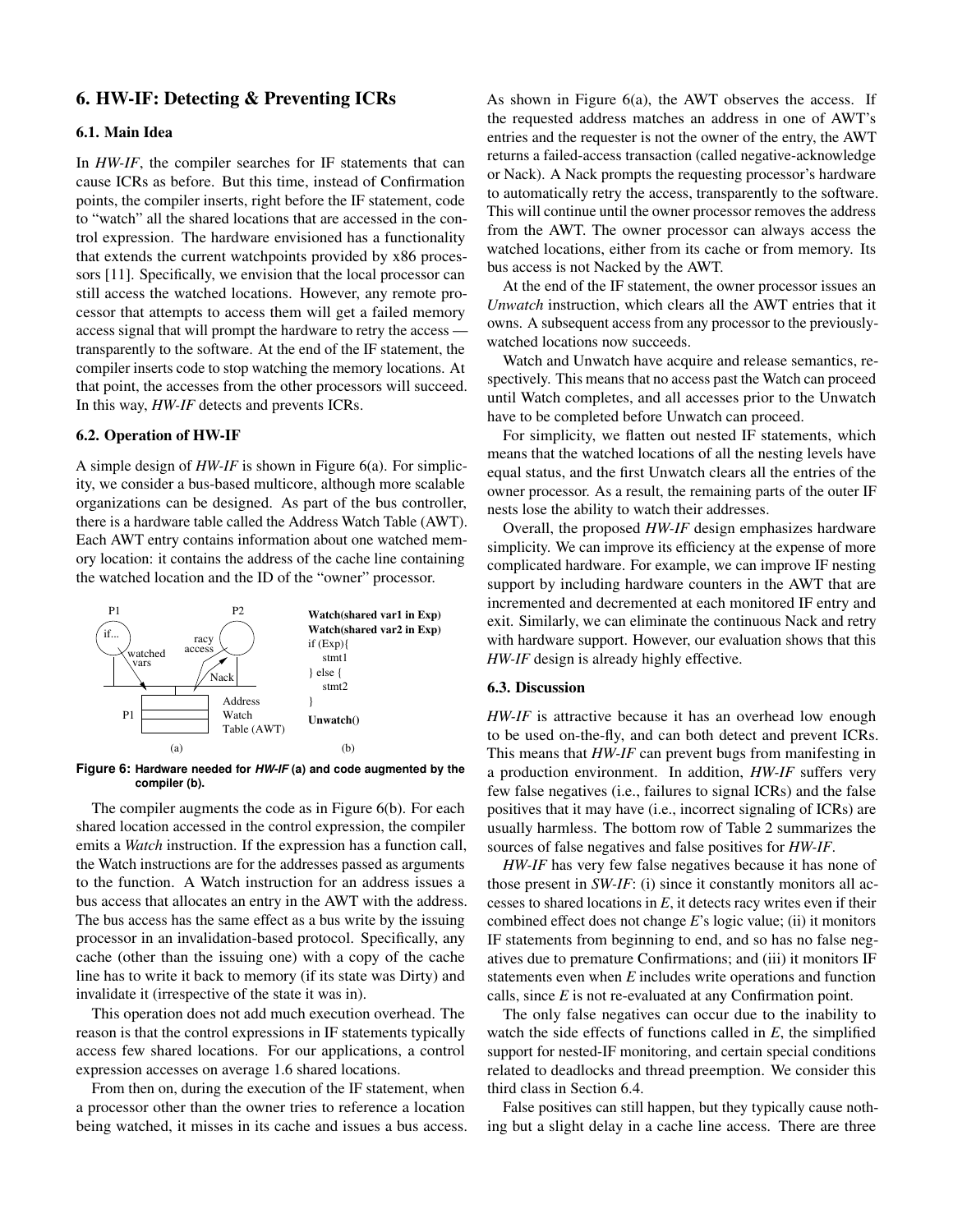## 6. HW-IF: Detecting & Preventing ICRs

### 6.1. Main Idea

In *HW-IF*, the compiler searches for IF statements that can cause ICRs as before. But this time, instead of Confirmation points, the compiler inserts, right before the IF statement, code to "watch" all the shared locations that are accessed in the control expression. The hardware envisioned has a functionality that extends the current watchpoints provided by x86 processors [11]. Specifically, we envision that the local processor can still access the watched locations. However, any remote processor that attempts to access them will get a failed memory access signal that will prompt the hardware to retry the access — transparently to the software. At the end of the IF statement, the compiler inserts code to stop watching the memory locations. At that point, the accesses from the other processors will succeed. In this way, *HW-IF* detects and prevents ICRs.

### 6.2. Operation of HW-IF

A simple design of *HW-IF* is shown in Figure 6(a). For simplicity, we consider a bus-based multicore, although more scalable organizations can be designed. As part of the bus controller, there is a hardware table called the Address Watch Table (AWT). Each AWT entry contains information about one watched memory location: it contains the address of the cache line containing the watched location and the ID of the "owner" processor.

```
Watch(shared var1 in Exp)
Watch(shared var2 in Exp)
if (Exp){
    stmt1
} else {
    stmt2
}
Unwatch()
```

**Figure 6: Hardware needed for *HW-IF* (a) and code augmented by the compiler (b).**

The compiler augments the code as in Figure 6(b). For each shared location accessed in the control expression, the compiler emits a *Watch* instruction. If the expression has a function call, the Watch instructions are for the addresses passed as arguments to the function. A Watch instruction for an address issues a bus access that allocates an entry in the AWT with the address. The bus access has the same effect as a bus write by the issuing processor in an invalidation-based protocol. Specifically, any cache (other than the issuing one) with a copy of the cache line has to write it back to memory (if its state was Dirty) and invalidate it (irrespective of the state it was in).

This operation does not add much execution overhead. The reason is that the control expressions in IF statements typically access few shared locations. For our applications, a control expression accesses on average 1.6 shared locations.

From then on, during the execution of the IF statement, when a processor other than the owner tries to reference a location being watched, it misses in its cache and issues a bus access. As shown in Figure 6(a), the AWT observes the access. If the requested address matches an address in one of AWT's entries and the requester is not the owner of the entry, the AWT returns a failed-access transaction (called negative-acknowledge or Nack). A Nack prompts the requesting processor's hardware to automatically retry the access, transparently to the software. This will continue until the owner processor removes the address from the AWT. The owner processor can always access the watched locations, either from its cache or from memory. Its bus access is not Nacked by the AWT.

At the end of the IF statement, the owner processor issues an *Unwatch* instruction, which clears all the AWT entries that it owns. A subsequent access from any processor to the previously-watched locations now succeeds.

Watch and Unwatch have acquire and release semantics, respectively. This means that no access past the Watch can proceed until Watch completes, and all accesses prior to the Unwatch have to be completed before Unwatch can proceed.

For simplicity, we flatten out nested IF statements, which means that the watched locations of all the nesting levels have equal status, and the first Unwatch clears all the entries of the owner processor. As a result, the remaining parts of the outer IF nests lose the ability to watch their addresses.

Overall, the proposed *HW-IF* design emphasizes hardware simplicity. We can improve its efficiency at the expense of more complicated hardware. For example, we can improve IF nesting support by including hardware counters in the AWT that are incremented and decremented at each monitored IF entry and exit. Similarly, we can eliminate the continuous Nack and retry with hardware support. However, our evaluation shows that this *HW-IF* design is already highly effective.

### 6.3. Discussion

*HW-IF* is attractive because it has an overhead low enough to be used on-the-fly, and can both detect and prevent ICRs. This means that *HW-IF* can prevent bugs from manifesting in a production environment. In addition, *HW-IF* suffers very few false negatives (i.e., failures to signal ICRs) and the false positives that it may have (i.e., incorrect signaling of ICRs) are usually harmless. The bottom row of Table 2 summarizes the sources of false negatives and false positives for *HW-IF*.

*HW-IF* has very few false negatives because it has none of those present in *SW-IF*: (i) since it constantly monitors all accesses to shared locations in *E*, it detects racy writes even if their combined effect does not change *E*'s logic value; (ii) it monitors IF statements from beginning to end, and so has no false negatives due to premature Confirmations; and (iii) it monitors IF statements even when *E* includes write operations and function calls, since *E* is not re-evaluated at any Confirmation point.

The only false negatives can occur due to the inability to watch the side effects of functions called in *E*, the simplified support for nested-IF monitoring, and certain special conditions related to deadlocks and thread preemption. We consider this third class in Section 6.4.

False positives can still happen, but they typically cause nothing but a slight delay in a cache line access. There are three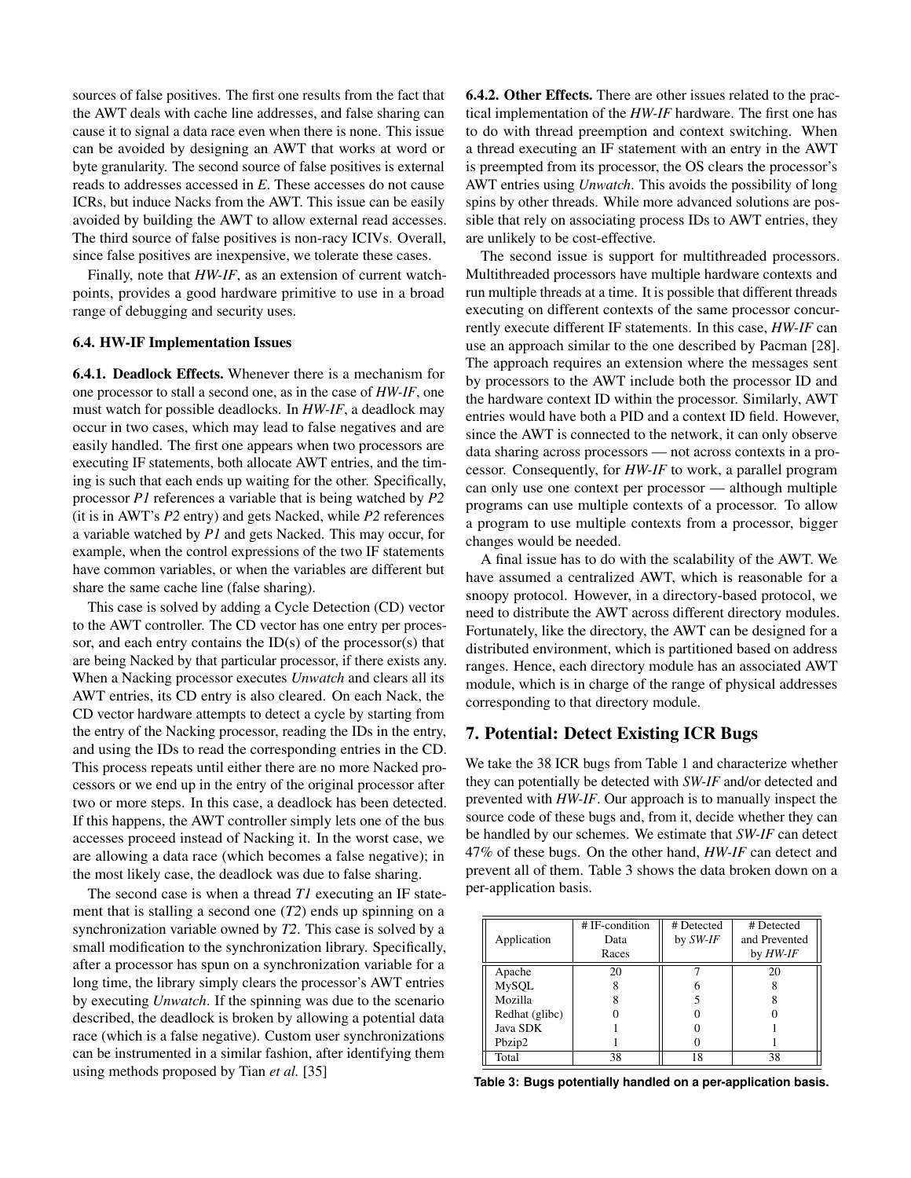sources of false positives. The first one results from the fact that the AWT deals with cache line addresses, and false sharing can cause it to signal a data race even when there is none. This issue can be avoided by designing an AWT that works at word or byte granularity. The second source of false positives is external reads to addresses accessed in *E*. These accesses do not cause ICRs, but induce Nacks from the AWT. This issue can be easily avoided by building the AWT to allow external read accesses. The third source of false positives is non-racy ICIVs. Overall, since false positives are inexpensive, we tolerate these cases.

Finally, note that *HW-IF*, as an extension of current watchpoints, provides a good hardware primitive to use in a broad range of debugging and security uses.

### 6.4. HW-IF Implementation Issues

**6.4.1. Deadlock Effects.** Whenever there is a mechanism for one processor to stall a second one, as in the case of *HW-IF*, one must watch for possible deadlocks. In *HW-IF*, a deadlock may occur in two cases, which may lead to false negatives and are easily handled. The first one appears when two processors are executing IF statements, both allocate AWT entries, and the timing is such that each ends up waiting for the other. Specifically, processor *P1* references a variable that is being watched by *P2* (it is in AWT's *P2* entry) and gets Nacked, while *P2* references a variable watched by *P1* and gets Nacked. This may occur, for example, when the control expressions of the two IF statements have common variables, or when the variables are different but share the same cache line (false sharing).

This case is solved by adding a Cycle Detection (CD) vector to the AWT controller. The CD vector has one entry per processor, and each entry contains the ID(s) of the processor(s) that are being Nacked by that particular processor, if there exists any. When a Nacking processor executes *Unwatch* and clears all its AWT entries, its CD entry is also cleared. On each Nack, the CD vector hardware attempts to detect a cycle by starting from the entry of the Nacking processor, reading the IDs in the entry, and using the IDs to read the corresponding entries in the CD. This process repeats until either there are no more Nacked processors or we end up in the entry of the original processor after two or more steps. In this case, a deadlock has been detected. If this happens, the AWT controller simply lets one of the bus accesses proceed instead of Nacking it. In the worst case, we are allowing a data race (which becomes a false negative); in the most likely case, the deadlock was due to false sharing.

The second case is when a thread *T1* executing an IF statement that is stalling a second one (*T2*) ends up spinning on a synchronization variable owned by *T2*. This case is solved by a small modification to the synchronization library. Specifically, after a processor has spun on a synchronization variable for a long time, the library simply clears the processor's AWT entries by executing *Unwatch*. If the spinning was due to the scenario described, the deadlock is broken by allowing a potential data race (which is a false negative). Custom user synchronizations can be instrumented in a similar fashion, after identifying them using methods proposed by Tian *et al.* [35]

**6.4.2. Other Effects.** There are other issues related to the practical implementation of the *HW-IF* hardware. The first one has to do with thread preemption and context switching. When a thread executing an IF statement with an entry in the AWT is preempted from its processor, the OS clears the processor's AWT entries using *Unwatch*. This avoids the possibility of long spins by other threads. While more advanced solutions are possible that rely on associating process IDs to AWT entries, they are unlikely to be cost-effective.

The second issue is support for multithreaded processors. Multithreaded processors have multiple hardware contexts and run multiple threads at a time. It is possible that different threads executing on different contexts of the same processor concurrently execute different IF statements. In this case, *HW-IF* can use an approach similar to the one described by Pacman [28]. The approach requires an extension where the messages sent by processors to the AWT include both the processor ID and the hardware context ID within the processor. Similarly, AWT entries would have both a PID and a context ID field. However, since the AWT is connected to the network, it can only observe data sharing across processors — not across contexts in a processor. Consequently, for *HW-IF* to work, a parallel program can only use one context per processor — although multiple programs can use multiple contexts of a processor. To allow a program to use multiple contexts from a processor, bigger changes would be needed.

A final issue has to do with the scalability of the AWT. We have assumed a centralized AWT, which is reasonable for a snoopy protocol. However, in a directory-based protocol, we need to distribute the AWT across different directory modules. Fortunately, like the directory, the AWT can be designed for a distributed environment, which is partitioned based on address ranges. Hence, each directory module has an associated AWT module, which is in charge of the range of physical addresses corresponding to that directory module.

## 7. Potential: Detect Existing ICR Bugs

We take the 38 ICR bugs from Table 1 and characterize whether they can potentially be detected with *SW-IF* and/or detected and prevented with *HW-IF*. Our approach is to manually inspect the source code of these bugs and, from it, decide whether they can be handled by our schemes. We estimate that *SW-IF* can detect 47% of these bugs. On the other hand, *HW-IF* can detect and prevent all of them. Table 3 shows the data broken down on a per-application basis.

| Application | # IF-condition Data Races | # Detected by *SW-IF* | # Detected and Prevented by *HW-IF* |
|---|---|---|---|
| Apache | 20 | 7 | 20 |
| MySQL | 8 | 6 | 8 |
| Mozilla | 8 | 5 | 8 |
| Redhat (glibc) | 0 | 0 | 0 |
| Java SDK | 1 | 0 | 1 |
| Pbzip2 | 1 | 0 | 1 |
| Total | 38 | 18 | 38 |

**Table 3: Bugs potentially handled on a per-application basis.**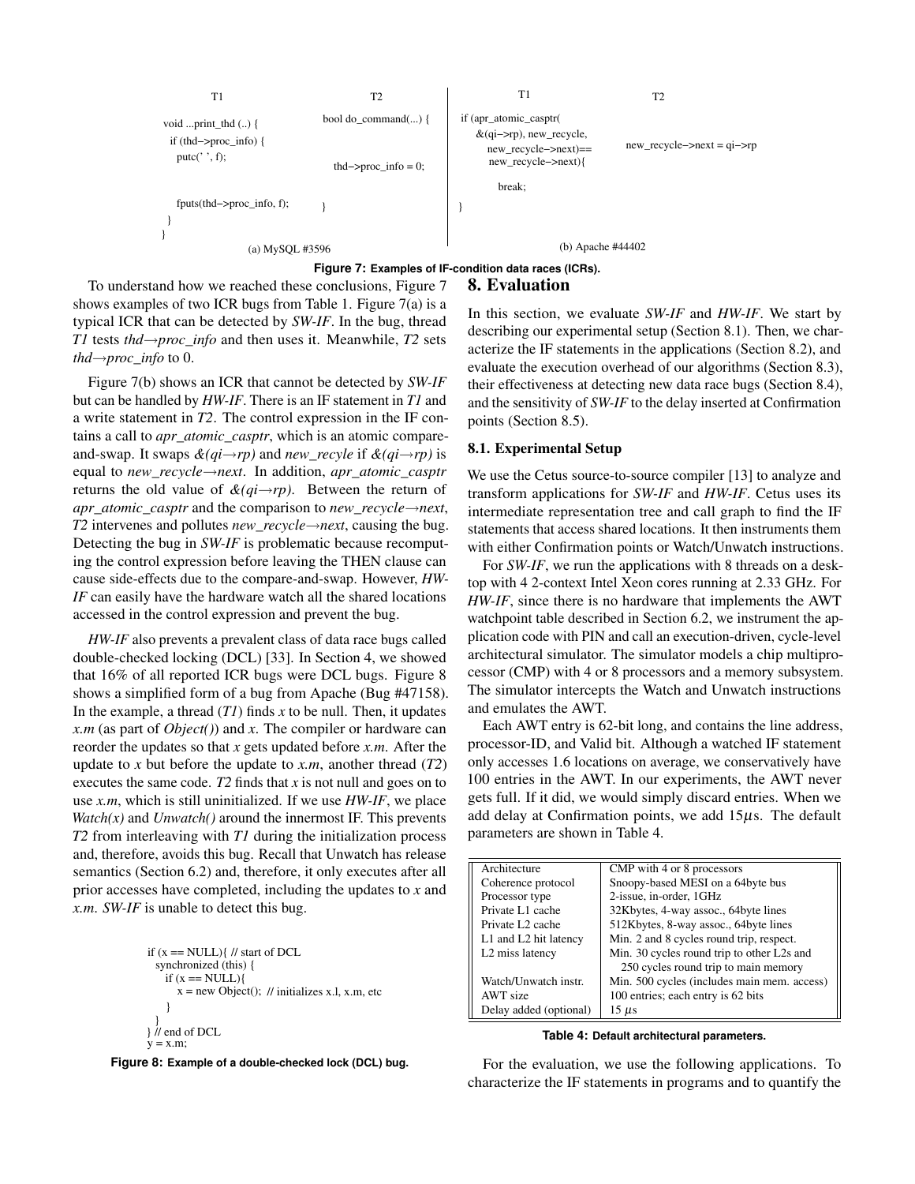| T1 | T2 |
|---|---|
| void ...print_thd (..) { | bool do_command(...) { |
| if (thd−>proc_info) { | |
| putc(' ', f); | |
| | thd−>proc_info = 0; |
| fputs(thd−>proc_info, f); | } |
| } | |
| } | |

(a) MySQL #3596

| T1 | T2 |
|---|---|
| if (apr_atomic_casptr( | |
| &(qi−>rp), new_recycle, | |
| new_recycle−>next)== | new_recycle−>next = qi−>rp |
| new_recycle−>next){ | |
| break; | |
| } | |

(b) Apache #44402

**Figure 7: Examples of IF-condition data races (ICRs).**

To understand how we reached these conclusions, Figure 7 shows examples of two ICR bugs from Table 1. Figure 7(a) is a typical ICR that can be detected by *SW-IF*. In the bug, thread *T1* tests *thd→proc_info* and then uses it. Meanwhile, *T2* sets *thd→proc_info* to 0.

Figure 7(b) shows an ICR that cannot be detected by *SW-IF* but can be handled by *HW-IF*. There is an IF statement in *T1* and a write statement in *T2*. The control expression in the IF contains a call to *apr_atomic_casptr*, which is an atomic compare-and-swap. It swaps *&(qi→rp)* and *new_recyle* if *&(qi→rp)* is equal to *new_recycle→next*. In addition, *apr_atomic_casptr* returns the old value of *&(qi→rp)*. Between the return of *apr_atomic_casptr* and the comparison to *new_recycle→next*, *T2* intervenes and pollutes *new_recycle→next*, causing the bug. Detecting the bug in *SW-IF* is problematic because recomputing the control expression before leaving the THEN clause can cause side-effects due to the compare-and-swap. However, *HW-IF* can easily have the hardware watch all the shared locations accessed in the control expression and prevent the bug.

*HW-IF* also prevents a prevalent class of data race bugs called double-checked locking (DCL) [33]. In Section 4, we showed that 16% of all reported ICR bugs were DCL bugs. Figure 8 shows a simplified form of a bug from Apache (Bug #47158). In the example, a thread (*T1*) finds *x* to be null. Then, it updates *x.m* (as part of *Object()*) and *x*. The compiler or hardware can reorder the updates so that *x* gets updated before *x.m*. After the update to *x* but before the update to *x.m*, another thread (*T2*) executes the same code. *T2* finds that *x* is not null and goes on to use *x.m*, which is still uninitialized. If we use *HW-IF*, we place *Watch(x)* and *Unwatch()* around the innermost IF. This prevents *T2* from interleaving with *T1* during the initialization process and, therefore, avoids this bug. Recall that Unwatch has release semantics (Section 6.2) and, therefore, it only executes after all prior accesses have completed, including the updates to *x* and *x.m*. *SW-IF* is unable to detect this bug.

```
if (x == NULL){ // start of DCL
  synchronized (this) {
    if (x == NULL){
       x = new Object(); // initializes x.l, x.m, etc
    }
  }
} // end of DCL
y = x.m;
```

**Figure 8: Example of a double-checked lock (DCL) bug.**

## 8. Evaluation

In this section, we evaluate *SW-IF* and *HW-IF*. We start by describing our experimental setup (Section 8.1). Then, we characterize the IF statements in the applications (Section 8.2), and evaluate the execution overhead of our algorithms (Section 8.3), their effectiveness at detecting new data race bugs (Section 8.4), and the sensitivity of *SW-IF* to the delay inserted at Confirmation points (Section 8.5).

### 8.1. Experimental Setup

We use the Cetus source-to-source compiler [13] to analyze and transform applications for *SW-IF* and *HW-IF*. Cetus uses its intermediate representation tree and call graph to find the IF statements that access shared locations. It then instruments them with either Confirmation points or Watch/Unwatch instructions.

For *SW-IF*, we run the applications with 8 threads on a desktop with 4 2-context Intel Xeon cores running at 2.33 GHz. For *HW-IF*, since there is no hardware that implements the AWT watchpoint table described in Section 6.2, we instrument the application code with PIN and call an execution-driven, cycle-level architectural simulator. The simulator models a chip multiprocessor (CMP) with 4 or 8 processors and a memory subsystem. The simulator intercepts the Watch and Unwatch instructions and emulates the AWT.

Each AWT entry is 62-bit long, and contains the line address, processor-ID, and Valid bit. Although a watched IF statement only accesses 1.6 locations on average, we conservatively have 100 entries in the AWT. In our experiments, the AWT never gets full. If it did, we would simply discard entries. When we add delay at Confirmation points, we add 15$\mu$s. The default parameters are shown in Table 4.

| Parameter | Value |
|---|---|
| Architecture | CMP with 4 or 8 processors |
| Coherence protocol | Snoopy-based MESI on a 64byte bus |
| Processor type | 2-issue, in-order, 1GHz |
| Private L1 cache | 32Kbytes, 4-way assoc., 64byte lines |
| Private L2 cache | 512Kbytes, 8-way assoc., 64byte lines |
| L1 and L2 hit latency | Min. 2 and 8 cycles round trip, respect. |
| L2 miss latency | Min. 30 cycles round trip to other L2s and 250 cycles round trip to main memory |
| Watch/Unwatch instr. | Min. 500 cycles (includes main mem. access) |
| AWT size | 100 entries; each entry is 62 bits |
| Delay added (optional) | 15 $\mu$s |

**Table 4: Default architectural parameters.**

For the evaluation, we use the following applications. To characterize the IF statements in programs and to quantify the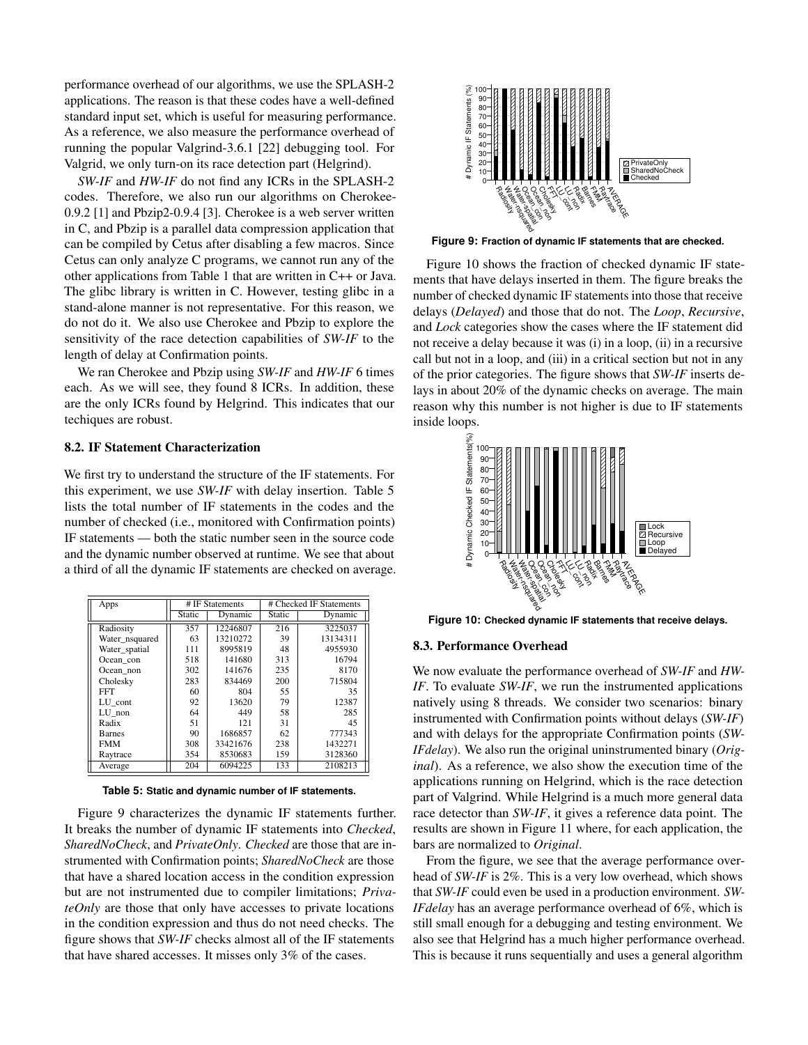performance overhead of our algorithms, we use the SPLASH-2 applications. The reason is that these codes have a well-defined standard input set, which is useful for measuring performance. As a reference, we also measure the performance overhead of running the popular Valgrind-3.6.1 [22] debugging tool. For Valgrid, we only turn-on its race detection part (Helgrind).

*SW-IF* and *HW-IF* do not find any ICRs in the SPLASH-2 codes. Therefore, we also run our algorithms on Cherokee-0.9.2 [1] and Pbzip2-0.9.4 [3]. Cherokee is a web server written in C, and Pbzip is a parallel data compression application that can be compiled by Cetus after disabling a few macros. Since Cetus can only analyze C programs, we cannot run any of the other applications from Table 1 that are written in C++ or Java. The glibc library is written in C. However, testing glibc in a stand-alone manner is not representative. For this reason, we do not do it. We also use Cherokee and Pbzip to explore the sensitivity of the race detection capabilities of *SW-IF* to the length of delay at Confirmation points.

We ran Cherokee and Pbzip using *SW-IF* and *HW-IF* 6 times each. As we will see, they found 8 ICRs. In addition, these are the only ICRs found by Helgrind. This indicates that our techiques are robust.

### 8.2. IF Statement Characterization

We first try to understand the structure of the IF statements. For this experiment, we use *SW-IF* with delay insertion. Table 5 lists the total number of IF statements in the codes and the number of checked (i.e., monitored with Confirmation points) IF statements — both the static number seen in the source code and the dynamic number observed at runtime. We see that about a third of all the dynamic IF statements are checked on average.

| Apps | # IF Statements | | # Checked IF Statements | |
|---|---|---|---|---|
| | Static | Dynamic | Static | Dynamic |
| Radiosity | 357 | 12246807 | 216 | 3225037 |
| Water_nsquared | 63 | 13210272 | 39 | 13134311 |
| Water_spatial | 111 | 8995819 | 48 | 4955930 |
| Ocean_con | 518 | 141680 | 313 | 16794 |
| Ocean_non | 302 | 141676 | 235 | 8170 |
| Cholesky | 283 | 834469 | 200 | 715804 |
| FFT | 60 | 804 | 55 | 35 |
| LU_cont | 92 | 13620 | 79 | 12387 |
| LU_non | 64 | 449 | 58 | 285 |
| Radix | 51 | 121 | 31 | 45 |
| Barnes | 90 | 1686857 | 62 | 777343 |
| FMM | 308 | 33421676 | 238 | 1432271 |
| Raytrace | 354 | 8530683 | 159 | 3128360 |
| Average | 204 | 6094225 | 133 | 2108213 |

**Table 5: Static and dynamic number of IF statements.**

Figure 9 characterizes the dynamic IF statements further. It breaks the number of dynamic IF statements into *Checked*, *SharedNoCheck*, and *PrivateOnly*. *Checked* are those that are instrumented with Confirmation points; *SharedNoCheck* are those that have a shared location access in the condition expression but are not instrumented due to compiler limitations; *PrivateOnly* are those that only have accesses to private locations in the condition expression and thus do not need checks. The figure shows that *SW-IF* checks almost all of the IF statements that have shared accesses. It misses only 3% of the cases.

**Figure 9: Fraction of dynamic IF statements that are checked.**

Figure 10 shows the fraction of checked dynamic IF statements that have delays inserted in them. The figure breaks the number of checked dynamic IF statements into those that receive delays (*Delayed*) and those that do not. The *Loop*, *Recursive*, and *Lock* categories show the cases where the IF statement did not receive a delay because it was (i) in a loop, (ii) in a recursive call but not in a loop, and (iii) in a critical section but not in any of the prior categories. The figure shows that *SW-IF* inserts delays in about 20% of the dynamic checks on average. The main reason why this number is not higher is due to IF statements inside loops.

**Figure 10: Checked dynamic IF statements that receive delays.**

### 8.3. Performance Overhead

We now evaluate the performance overhead of *SW-IF* and *HW-IF*. To evaluate *SW-IF*, we run the instrumented applications natively using 8 threads. We consider two scenarios: binary instrumented with Confirmation points without delays (*SW-IF*) and with delays for the appropriate Confirmation points (*SW-IFdelay*). We also run the original uninstrumented binary (*Original*). As a reference, we also show the execution time of the applications running on Helgrind, which is the race detection part of Valgrind. While Helgrind is a much more general data race detector than *SW-IF*, it gives a reference data point. The results are shown in Figure 11 where, for each application, the bars are normalized to *Original*.

From the figure, we see that the average performance overhead of *SW-IF* is 2%. This is a very low overhead, which shows that *SW-IF* could even be used in a production environment. *SW-IFdelay* has an average performance overhead of 6%, which is still small enough for a debugging and testing environment. We also see that Helgrind has a much higher performance overhead. This is because it runs sequentially and uses a general algorithm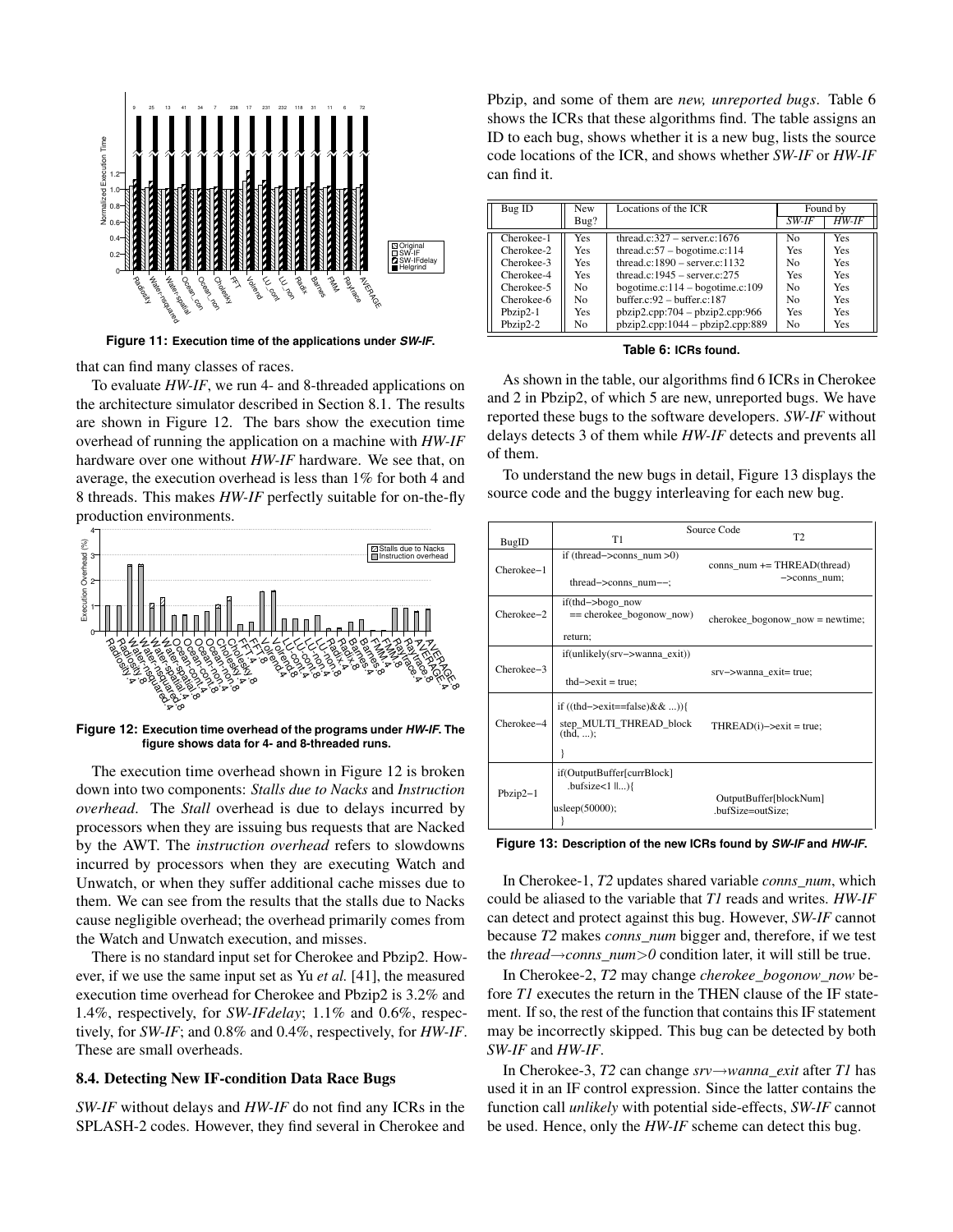Figure 11: Execution time of the applications under *SW-IF*.

that can find many classes of races.

To evaluate *HW-IF*, we run 4- and 8-threaded applications on the architecture simulator described in Section 8.1. The results are shown in Figure 12. The bars show the execution time overhead of running the application on a machine with *HW-IF* hardware over one without *HW-IF* hardware. We see that, on average, the execution overhead is less than 1% for both 4 and 8 threads. This makes *HW-IF* perfectly suitable for on-the-fly production environments.

Figure 12: Execution time overhead of the programs under *HW-IF*. The figure shows data for 4- and 8-threaded runs.

The execution time overhead shown in Figure 12 is broken down into two components: *Stalls due to Nacks* and *Instruction overhead*. The *Stall* overhead is due to delays incurred by processors when they are issuing bus requests that are Nacked by the AWT. The *instruction overhead* refers to slowdowns incurred by processors when they are executing Watch and Unwatch, or when they suffer additional cache misses due to them. We can see from the results that the stalls due to Nacks cause negligible overhead; the overhead primarily comes from the Watch and Unwatch execution, and misses.

There is no standard input set for Cherokee and Pbzip2. However, if we use the same input set as Yu *et al.* [41], the measured execution time overhead for Cherokee and Pbzip2 is 3.2% and 1.4%, respectively, for *SW-IFdelay*; 1.1% and 0.6%, respectively, for *SW-IF*; and 0.8% and 0.4%, respectively, for *HW-IF*. These are small overheads.

### 8.4. Detecting New IF-condition Data Race Bugs

*SW-IF* without delays and *HW-IF* do not find any ICRs in the SPLASH-2 codes. However, they find several in Cherokee and Pbzip, and some of them are *new, unreported bugs*. Table 6 shows the ICRs that these algorithms find. The table assigns an ID to each bug, shows whether it is a new bug, lists the source code locations of the ICR, and shows whether *SW-IF* or *HW-IF* can find it.

| Bug ID | New Bug? | Locations of the ICR | Found by | |
|---|---|---|---|---|
| | | | *SW-IF* | *HW-IF* |
| Cherokee-1 | Yes | thread.c:327 – server.c:1676 | No | Yes |
| Cherokee-2 | Yes | thread.c:57 – bogotime.c:114 | Yes | Yes |
| Cherokee-3 | Yes | thread.c:1890 – server.c:1132 | No | Yes |
| Cherokee-4 | Yes | thread.c:1945 – server.c:275 | Yes | Yes |
| Cherokee-5 | No | bogotime.c:114 – bogotime.c:109 | No | Yes |
| Cherokee-6 | No | buffer.c:92 – buffer.c:187 | No | Yes |
| Pbzip2-1 | Yes | pbzip2.cpp:704 – pbzip2.cpp:966 | Yes | Yes |
| Pbzip2-2 | No | pbzip2.cpp:1044 – pbzip2.cpp:889 | No | Yes |

Table 6: ICRs found.

As shown in the table, our algorithms find 6 ICRs in Cherokee and 2 in Pbzip2, of which 5 are new, unreported bugs. We have reported these bugs to the software developers. *SW-IF* without delays detects 3 of them while *HW-IF* detects and prevents all of them.

To understand the new bugs in detail, Figure 13 displays the source code and the buggy interleaving for each new bug.

| BugID | Source Code: T1 | Source Code: T2 |
|---|---|---|
| Cherokee−1 | if (thread−>conns_num >0)<br>thread−>conns_num−−; | conns_num += THREAD(thread)−>conns_num; |
| Cherokee−2 | if(thd−>bogo_now == cherokee_bogonow_now)<br>return; | cherokee_bogonow_now = newtime; |
| Cherokee−3 | if(unlikely(srv−>wanna_exit))<br>thd−>exit = true; | srv−>wanna_exit= true; |
| Cherokee−4 | if ((thd−>exit==false)&& ...)){<br>step_MULTI_THREAD_block (thd, ...);<br>} | THREAD(i)−>exit = true; |
| Pbzip2−1 | if(OutputBuffer[currBlock].bufsize<1 \|\|...){<br>usleep(50000);<br>} | OutputBuffer[blockNum].bufSize=outSize; |

Figure 13: Description of the new ICRs found by *SW-IF* and *HW-IF*.

In Cherokee-1, *T2* updates shared variable *conns_num*, which could be aliased to the variable that *T1* reads and writes. *HW-IF* can detect and protect against this bug. However, *SW-IF* cannot because *T2* makes *conns_num* bigger and, therefore, if we test the *thread→conns_num>0* condition later, it will still be true.

In Cherokee-2, *T2* may change *cherokee_bogonow_now* before *T1* executes the return in the THEN clause of the IF statement. If so, the rest of the function that contains this IF statement may be incorrectly skipped. This bug can be detected by both *SW-IF* and *HW-IF*.

In Cherokee-3, *T2* can change *srv→wanna_exit* after *T1* has used it in an IF control expression. Since the latter contains the function call *unlikely* with potential side-effects, *SW-IF* cannot be used. Hence, only the *HW-IF* scheme can detect this bug.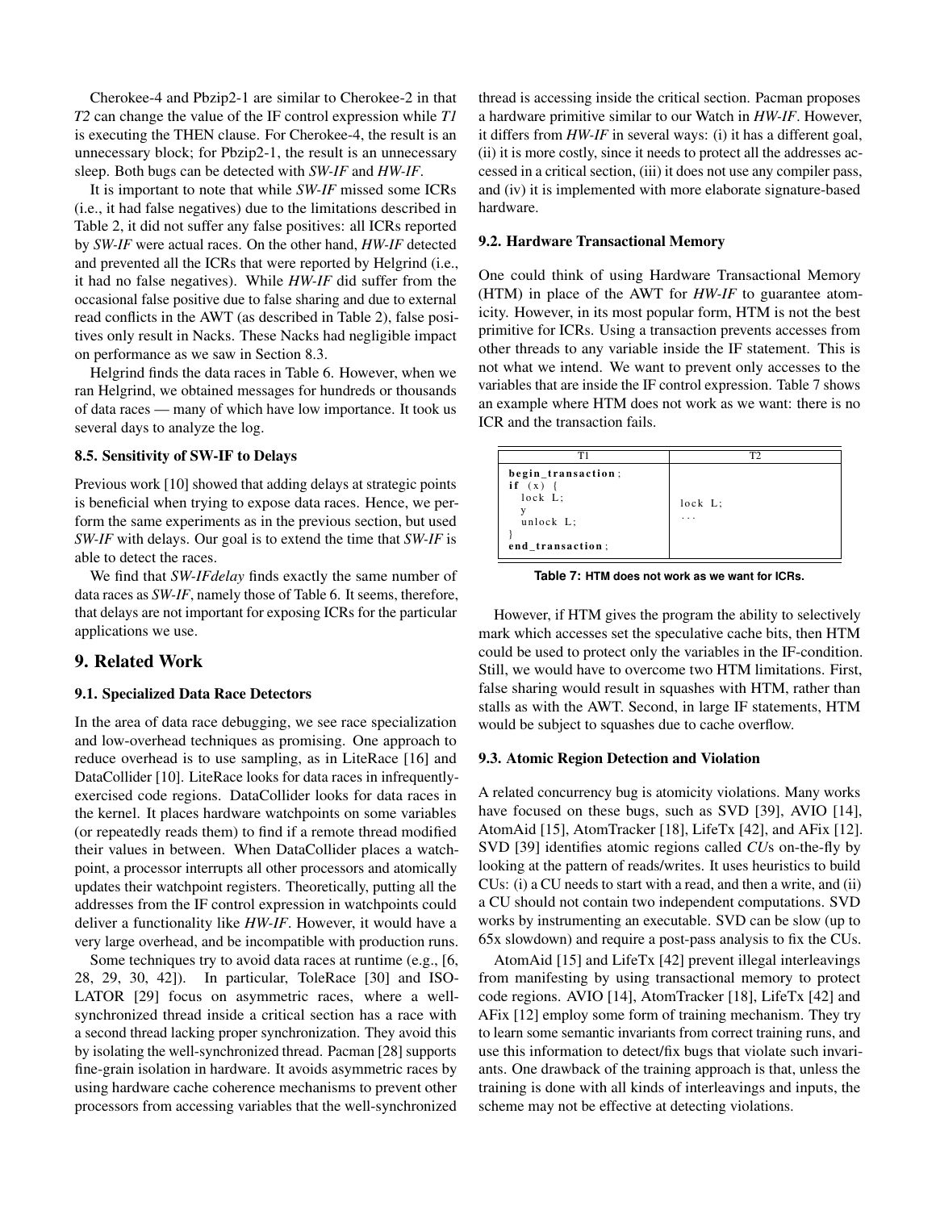Cherokee-4 and Pbzip2-1 are similar to Cherokee-2 in that *T2* can change the value of the IF control expression while *T1* is executing the THEN clause. For Cherokee-4, the result is an unnecessary block; for Pbzip2-1, the result is an unnecessary sleep. Both bugs can be detected with *SW-IF* and *HW-IF*.

It is important to note that while *SW-IF* missed some ICRs (i.e., it had false negatives) due to the limitations described in Table 2, it did not suffer any false positives: all ICRs reported by *SW-IF* were actual races. On the other hand, *HW-IF* detected and prevented all the ICRs that were reported by Helgrind (i.e., it had no false negatives). While *HW-IF* did suffer from the occasional false positive due to false sharing and due to external read conflicts in the AWT (as described in Table 2), false positives only result in Nacks. These Nacks had negligible impact on performance as we saw in Section 8.3.

Helgrind finds the data races in Table 6. However, when we ran Helgrind, we obtained messages for hundreds or thousands of data races — many of which have low importance. It took us several days to analyze the log.

### 8.5. Sensitivity of SW-IF to Delays

Previous work [10] showed that adding delays at strategic points is beneficial when trying to expose data races. Hence, we perform the same experiments as in the previous section, but used *SW-IF* with delays. Our goal is to extend the time that *SW-IF* is able to detect the races.

We find that *SW-IFdelay* finds exactly the same number of data races as *SW-IF*, namely those of Table 6. It seems, therefore, that delays are not important for exposing ICRs for the particular applications we use.

## 9. Related Work

### 9.1. Specialized Data Race Detectors

In the area of data race debugging, we see race specialization and low-overhead techniques as promising. One approach to reduce overhead is to use sampling, as in LiteRace [16] and DataCollider [10]. LiteRace looks for data races in infrequently-exercised code regions. DataCollider looks for data races in the kernel. It places hardware watchpoints on some variables (or repeatedly reads them) to find if a remote thread modified their values in between. When DataCollider places a watchpoint, a processor interrupts all other processors and atomically updates their watchpoint registers. Theoretically, putting all the addresses from the IF control expression in watchpoints could deliver a functionality like *HW-IF*. However, it would have a very large overhead, and be incompatible with production runs.

Some techniques try to avoid data races at runtime (e.g., [6, 28, 29, 30, 42]). In particular, ToleRace [30] and ISOLATOR [29] focus on asymmetric races, where a well-synchronized thread inside a critical section has a race with a second thread lacking proper synchronization. They avoid this by isolating the well-synchronized thread. Pacman [28] supports fine-grain isolation in hardware. It avoids asymmetric races by using hardware cache coherence mechanisms to prevent other processors from accessing variables that the well-synchronized thread is accessing inside the critical section. Pacman proposes a hardware primitive similar to our Watch in *HW-IF*. However, it differs from *HW-IF* in several ways: (i) it has a different goal, (ii) it is more costly, since it needs to protect all the addresses accessed in a critical section, (iii) it does not use any compiler pass, and (iv) it is implemented with more elaborate signature-based hardware.

### 9.2. Hardware Transactional Memory

One could think of using Hardware Transactional Memory (HTM) in place of the AWT for *HW-IF* to guarantee atomicity. However, in its most popular form, HTM is not the best primitive for ICRs. Using a transaction prevents accesses from other threads to any variable inside the IF statement. This is not what we intend. We want to prevent only accesses to the variables that are inside the IF control expression. Table 7 shows an example where HTM does not work as we want: there is no ICR and the transaction fails.

| T1 | T2 |
|---|---|
| **begin_transaction**;<br>**if** (x) {<br>&nbsp;&nbsp;lock L;<br>&nbsp;&nbsp;y<br>&nbsp;&nbsp;unlock L;<br>}<br>**end_transaction**; | <br><br>lock L;<br>... |

**Table 7:** HTM does not work as we want for ICRs.

However, if HTM gives the program the ability to selectively mark which accesses set the speculative cache bits, then HTM could be used to protect only the variables in the IF-condition. Still, we would have to overcome two HTM limitations. First, false sharing would result in squashes with HTM, rather than stalls as with the AWT. Second, in large IF statements, HTM would be subject to squashes due to cache overflow.

### 9.3. Atomic Region Detection and Violation

A related concurrency bug is atomicity violations. Many works have focused on these bugs, such as SVD [39], AVIO [14], AtomAid [15], AtomTracker [18], LifeTx [42], and AFix [12]. SVD [39] identifies atomic regions called *CU*s on-the-fly by looking at the pattern of reads/writes. It uses heuristics to build CUs: (i) a CU needs to start with a read, and then a write, and (ii) a CU should not contain two independent computations. SVD works by instrumenting an executable. SVD can be slow (up to 65x slowdown) and require a post-pass analysis to fix the CUs.

AtomAid [15] and LifeTx [42] prevent illegal interleavings from manifesting by using transactional memory to protect code regions. AVIO [14], AtomTracker [18], LifeTx [42] and AFix [12] employ some form of training mechanism. They try to learn some semantic invariants from correct training runs, and use this information to detect/fix bugs that violate such invariants. One drawback of the training approach is that, unless the training is done with all kinds of interleavings and inputs, the scheme may not be effective at detecting violations.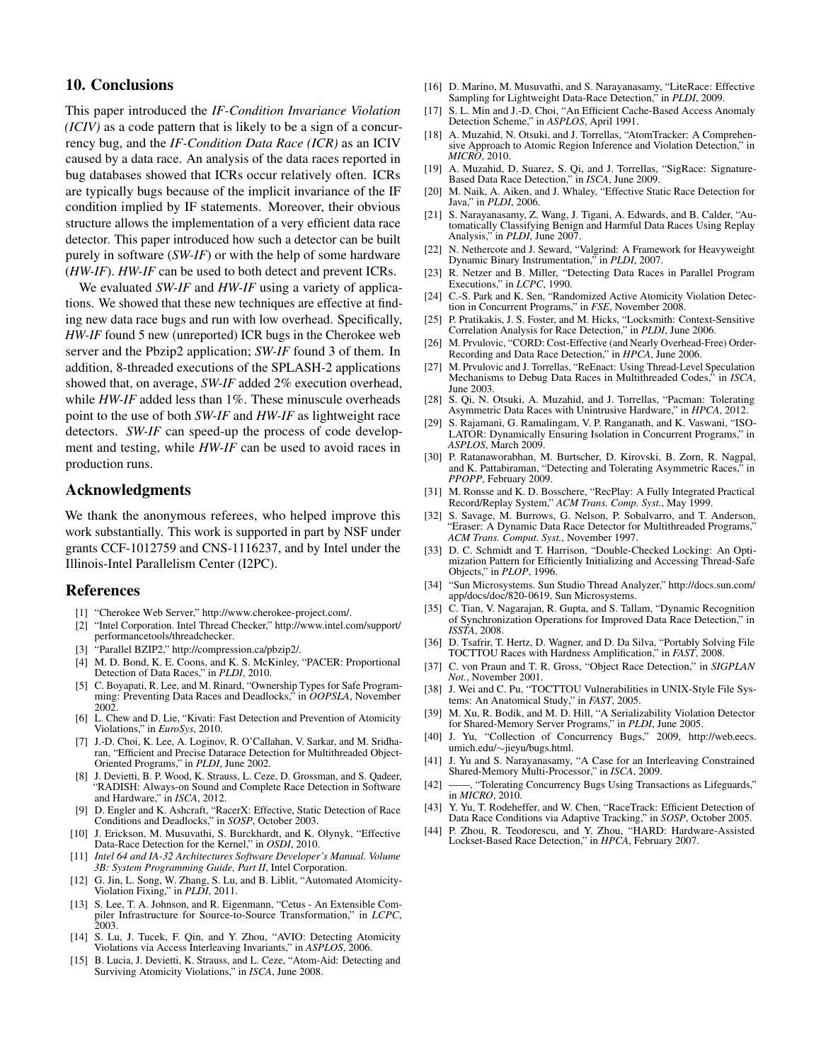## 10. Conclusions

This paper introduced the *IF-Condition Invariance Violation (ICIV)* as a code pattern that is likely to be a sign of a concurrency bug, and the *IF-Condition Data Race (ICR)* as an ICIV caused by a data race. An analysis of the data races reported in bug databases showed that ICRs occur relatively often. ICRs are typically bugs because of the implicit invariance of the IF condition implied by IF statements. Moreover, their obvious structure allows the implementation of a very efficient data race detector. This paper introduced how such a detector can be built purely in software (*SW-IF*) or with the help of some hardware (*HW-IF*). *HW-IF* can be used to both detect and prevent ICRs.

We evaluated *SW-IF* and *HW-IF* using a variety of applications. We showed that these new techniques are effective at finding new data race bugs and run with low overhead. Specifically, *HW-IF* found 5 new (unreported) ICR bugs in the Cherokee web server and the Pbzip2 application; *SW-IF* found 3 of them. In addition, 8-threaded executions of the SPLASH-2 applications showed that, on average, *SW-IF* added 2% execution overhead, while *HW-IF* added less than 1%. These minuscule overheads point to the use of both *SW-IF* and *HW-IF* as lightweight race detectors. *SW-IF* can speed-up the process of code development and testing, while *HW-IF* can be used to avoid races in production runs.

## Acknowledgments

We thank the anonymous referees, who helped improve this work substantially. This work is supported in part by NSF under grants CCF-1012759 and CNS-1116237, and by Intel under the Illinois-Intel Parallelism Center (I2PC).

## References

[1] "Cherokee Web Server," http://www.cherokee-project.com/.

[2] "Intel Corporation. Intel Thread Checker," http://www.intel.com/support/performancetools/threadchecker.

[3] "Parallel BZIP2," http://compression.ca/pbzip2/.

[4] M. D. Bond, K. E. Coons, and K. S. McKinley, "PACER: Proportional Detection of Data Races," in *PLDI*, 2010.

[5] C. Boyapati, R. Lee, and M. Rinard, "Ownership Types for Safe Programming: Preventing Data Races and Deadlocks," in *OOPSLA*, November 2002.

[6] L. Chew and D. Lie, "Kivati: Fast Detection and Prevention of Atomicity Violations," in *EuroSys*, 2010.

[7] J.-D. Choi, K. Lee, A. Loginov, R. O'Callahan, V. Sarkar, and M. Sridharan, "Efficient and Precise Datarace Detection for Multithreaded Object-Oriented Programs," in *PLDI*, June 2002.

[8] J. Devietti, B. P. Wood, K. Strauss, L. Ceze, D. Grossman, and S. Qadeer, "RADISH: Always-on Sound and Complete Race Detection in Software and Hardware," in *ISCA*, 2012.

[9] D. Engler and K. Ashcraft, "RacerX: Effective, Static Detection of Race Conditions and Deadlocks," in *SOSP*, October 2003.

[10] J. Erickson, M. Musuvathi, S. Burckhardt, and K. Olynyk, "Effective Data-Race Detection for the Kernel," in *OSDI*, 2010.

[11] *Intel 64 and IA-32 Architectures Software Developer's Manual. Volume 3B: System Programming Guide, Part II*, Intel Corporation.

[12] G. Jin, L. Song, W. Zhang, S. Lu, and B. Liblit, "Automated Atomicity-Violation Fixing," in *PLDI*, 2011.

[13] S. Lee, T. A. Johnson, and R. Eigenmann, "Cetus - An Extensible Compiler Infrastructure for Source-to-Source Transformation," in *LCPC*, 2003.

[14] S. Lu, J. Tucek, F. Qin, and Y. Zhou, "AVIO: Detecting Atomicity Violations via Access Interleaving Invariants," in *ASPLOS*, 2006.

[15] B. Lucia, J. Devietti, K. Strauss, and L. Ceze, "Atom-Aid: Detecting and Surviving Atomicity Violations," in *ISCA*, June 2008.

[16] D. Marino, M. Musuvathi, and S. Narayanasamy, "LiteRace: Effective Sampling for Lightweight Data-Race Detection," in *PLDI*, 2009.

[17] S. L. Min and J.-D. Choi, "An Efficient Cache-Based Access Anomaly Detection Scheme," in *ASPLOS*, April 1991.

[18] A. Muzahid, N. Otsuki, and J. Torrellas, "AtomTracker: A Comprehensive Approach to Atomic Region Inference and Violation Detection," in *MICRO*, 2010.

[19] A. Muzahid, D. Suarez, S. Qi, and J. Torrellas, "SigRace: Signature-Based Data Race Detection," in *ISCA*, June 2009.

[20] M. Naik, A. Aiken, and J. Whaley, "Effective Static Race Detection for Java," in *PLDI*, 2006.

[21] S. Narayanasamy, Z. Wang, J. Tigani, A. Edwards, and B. Calder, "Automatically Classifying Benign and Harmful Data Races Using Replay Analysis," in *PLDI*, June 2007.

[22] N. Nethercote and J. Seward, "Valgrind: A Framework for Heavyweight Dynamic Binary Instrumentation," in *PLDI*, 2007.

[23] R. Netzer and B. Miller, "Detecting Data Races in Parallel Program Executions," in *LCPC*, 1990.

[24] C.-S. Park and K. Sen, "Randomized Active Atomicity Violation Detection in Concurrent Programs," in *FSE*, November 2008.

[25] P. Pratikakis, J. S. Foster, and M. Hicks, "Locksmith: Context-Sensitive Correlation Analysis for Race Detection," in *PLDI*, June 2006.

[26] M. Prvulovic, "CORD: Cost-Effective (and Nearly Overhead-Free) Order-Recording and Data Race Detection," in *HPCA*, June 2006.

[27] M. Prvulovic and J. Torrellas, "ReEnact: Using Thread-Level Speculation Mechanisms to Debug Data Races in Multithreaded Codes," in *ISCA*, June 2003.

[28] S. Qi, N. Otsuki, A. Muzahid, and J. Torrellas, "Pacman: Tolerating Asymmetric Data Races with Unintrusive Hardware," in *HPCA*, 2012.

[29] S. Rajamani, G. Ramalingam, V. P. Ranganath, and K. Vaswani, "ISOLATOR: Dynamically Ensuring Isolation in Concurrent Programs," in *ASPLOS*, March 2009.

[30] P. Ratanaworabhan, M. Burtscher, D. Kirovski, B. Zorn, R. Nagpal, and K. Pattabiraman, "Detecting and Tolerating Asymmetric Races," in *PPOPP*, February 2009.

[31] M. Ronsse and K. D. Bosschere, "RecPlay: A Fully Integrated Practical Record/Replay System," *ACM Trans. Comp. Syst.*, May 1999.

[32] S. Savage, M. Burrows, G. Nelson, P. Sobalvarro, and T. Anderson, "Eraser: A Dynamic Data Race Detector for Multithreaded Programs," *ACM Trans. Comput. Syst.*, November 1997.

[33] D. C. Schmidt and T. Harrison, "Double-Checked Locking: An Optimization Pattern for Efficiently Initializing and Accessing Thread-Safe Objects," in *PLOP*, 1996.

[34] "Sun Microsystems. Sun Studio Thread Analyzer," http://docs.sun.com/app/docs/doc/820-0619, Sun Microsystems.

[35] C. Tian, V. Nagarajan, R. Gupta, and S. Tallam, "Dynamic Recognition of Synchronization Operations for Improved Data Race Detection," in *ISSTA*, 2008.

[36] D. Tsafrir, T. Hertz, D. Wagner, and D. Da Silva, "Portably Solving File TOCTTOU Races with Hardness Amplification," in *FAST*, 2008.

[37] C. von Praun and T. R. Gross, "Object Race Detection," in *SIGPLAN Not.*, November 2001.

[38] J. Wei and C. Pu, "TOCTTOU Vulnerabilities in UNIX-Style File Systems: An Anatomical Study," in *FAST*, 2005.

[39] M. Xu, R. Bodik, and M. D. Hill, "A Serializability Violation Detector for Shared-Memory Server Programs," in *PLDI*, June 2005.

[40] J. Yu, "Collection of Concurrency Bugs," 2009, http://web.eecs.umich.edu/∼jieyu/bugs.html.

[41] J. Yu and S. Narayanasamy, "A Case for an Interleaving Constrained Shared-Memory Multi-Processor," in *ISCA*, 2009.

[42] ——, "Tolerating Concurrency Bugs Using Transactions as Lifeguards," in *MICRO*, 2010.

[43] Y. Yu, T. Rodeheffer, and W. Chen, "RaceTrack: Efficient Detection of Data Race Conditions via Adaptive Tracking," in *SOSP*, October 2005.

[44] P. Zhou, R. Teodorescu, and Y. Zhou, "HARD: Hardware-Assisted Lockset-Based Race Detection," in *HPCA*, February 2007.